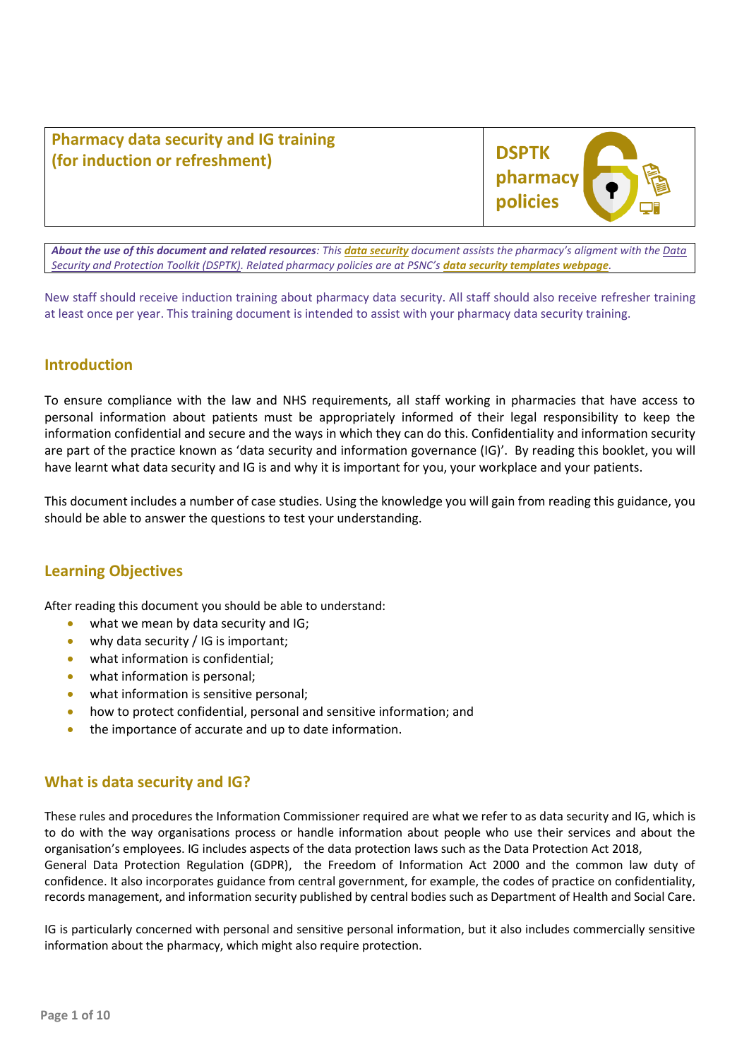# Pharmacy data security and IG training (for induction or refreshment)

**DSPTK pharmacy policies**

***About the use of this document and related resources**: This **data security** document assists the pharmacy's aligment with the Data Security and Protection Toolkit (DSPTK). Related pharmacy policies are at PSNC's **data security templates webpage**.*

New staff should receive induction training about pharmacy data security. All staff should also receive refresher training at least once per year. This training document is intended to assist with your pharmacy data security training.

## Introduction

To ensure compliance with the law and NHS requirements, all staff working in pharmacies that have access to personal information about patients must be appropriately informed of their legal responsibility to keep the information confidential and secure and the ways in which they can do this. Confidentiality and information security are part of the practice known as 'data security and information governance (IG)'. By reading this booklet, you will have learnt what data security and IG is and why it is important for you, your workplace and your patients.

This document includes a number of case studies. Using the knowledge you will gain from reading this guidance, you should be able to answer the questions to test your understanding.

## Learning Objectives

After reading this document you should be able to understand:

- what we mean by data security and IG;
- why data security / IG is important;
- what information is confidential;
- what information is personal;
- what information is sensitive personal;
- how to protect confidential, personal and sensitive information; and
- the importance of accurate and up to date information.

## What is data security and IG?

These rules and procedures the Information Commissioner required are what we refer to as data security and IG, which is to do with the way organisations process or handle information about people who use their services and about the organisation's employees. IG includes aspects of the data protection laws such as the Data Protection Act 2018, General Data Protection Regulation (GDPR), the Freedom of Information Act 2000 and the common law duty of confidence. It also incorporates guidance from central government, for example, the codes of practice on confidentiality, records management, and information security published by central bodies such as Department of Health and Social Care.

IG is particularly concerned with personal and sensitive personal information, but it also includes commercially sensitive information about the pharmacy, which might also require protection.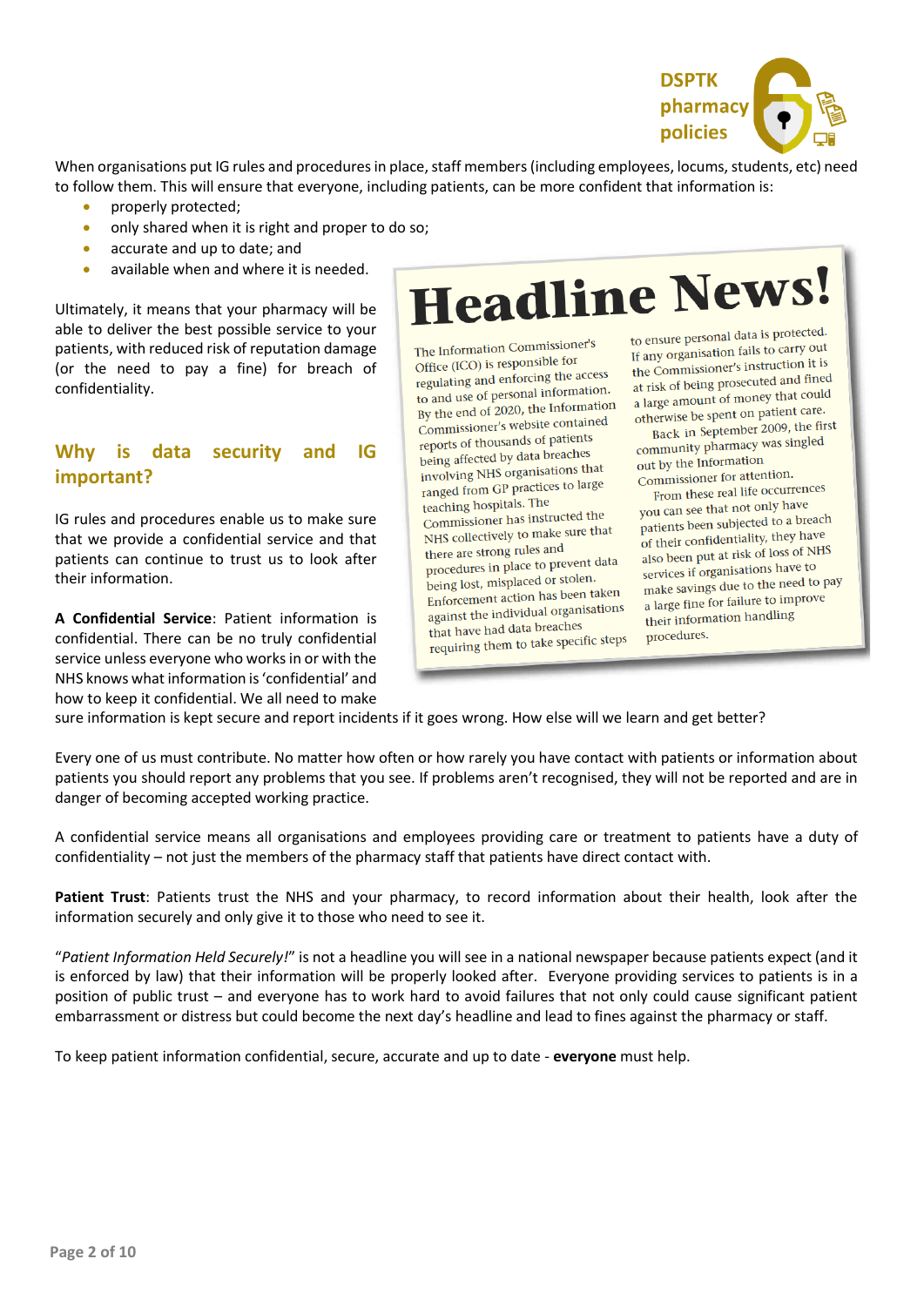When organisations put IG rules and procedures in place, staff members (including employees, locums, students, etc) need to follow them. This will ensure that everyone, including patients, can be more confident that information is:

- properly protected;
- only shared when it is right and proper to do so;
- accurate and up to date; and
- available when and where it is needed.

Ultimately, it means that your pharmacy will be able to deliver the best possible service to your patients, with reduced risk of reputation damage (or the need to pay a fine) for breach of confidentiality.

> **Headline News!**
>
> The Information Commissioner's Office (ICO) is responsible for regulating and enforcing the access to and use of personal information. By the end of 2020, the Information Commissioner's website contained reports of thousands of patients being affected by data breaches involving NHS organisations that ranged from GP practices to large teaching hospitals. The Commissioner has instructed the NHS collectively to make sure that there are strong rules and procedures in place to prevent data being lost, misplaced or stolen. Enforcement action has been taken against the individual organisations that have had data breaches requiring them to take specific steps to ensure personal data is protected. If any organisation fails to carry out the Commissioner's instruction it is at risk of being prosecuted and fined a large amount of money that could otherwise be spent on patient care.
>
> Back in September 2009, the first community pharmacy was singled out by the Information Commissioner for attention.
>
> From these real life occurrences you can see that not only have patients been subjected to a breach of their confidentiality, they have also been put at risk of loss of NHS services if organisations have to make savings due to the need to pay a large fine for failure to improve their information handling procedures.

## Why is data security and IG important?

IG rules and procedures enable us to make sure that we provide a confidential service and that patients can continue to trust us to look after their information.

**A Confidential Service**: Patient information is confidential. There can be no truly confidential service unless everyone who works in or with the NHS knows what information is 'confidential' and how to keep it confidential. We all need to make sure information is kept secure and report incidents if it goes wrong. How else will we learn and get better?

Every one of us must contribute. No matter how often or how rarely you have contact with patients or information about patients you should report any problems that you see. If problems aren't recognised, they will not be reported and are in danger of becoming accepted working practice.

A confidential service means all organisations and employees providing care or treatment to patients have a duty of confidentiality – not just the members of the pharmacy staff that patients have direct contact with.

**Patient Trust**: Patients trust the NHS and your pharmacy, to record information about their health, look after the information securely and only give it to those who need to see it.

"*Patient Information Held Securely!*" is not a headline you will see in a national newspaper because patients expect (and it is enforced by law) that their information will be properly looked after. Everyone providing services to patients is in a position of public trust – and everyone has to work hard to avoid failures that not only could cause significant patient embarrassment or distress but could become the next day's headline and lead to fines against the pharmacy or staff.

To keep patient information confidential, secure, accurate and up to date - **everyone** must help.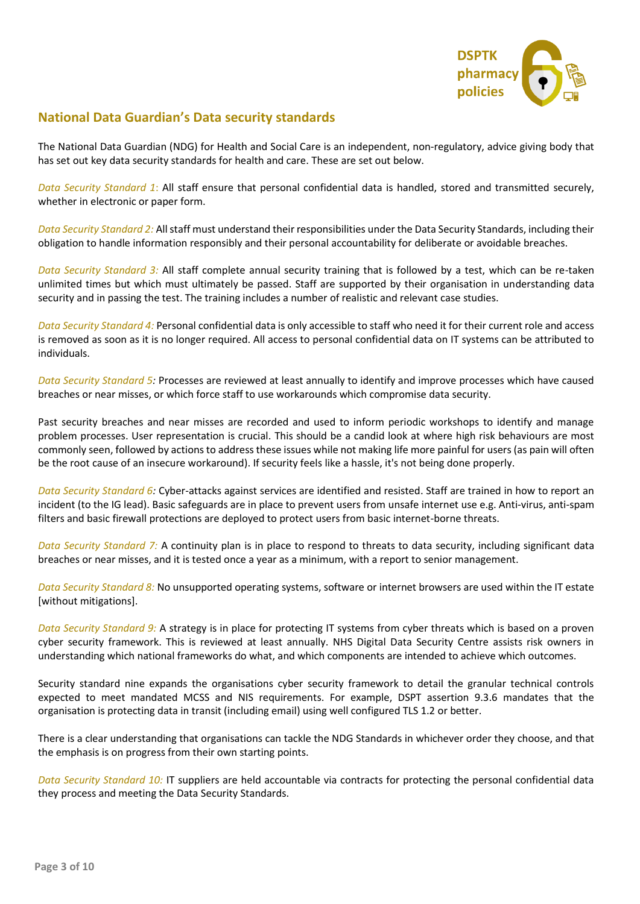## National Data Guardian's Data security standards

The National Data Guardian (NDG) for Health and Social Care is an independent, non-regulatory, advice giving body that has set out key data security standards for health and care. These are set out below.

*Data Security Standard 1*: All staff ensure that personal confidential data is handled, stored and transmitted securely, whether in electronic or paper form.

*Data Security Standard 2:* All staff must understand their responsibilities under the Data Security Standards, including their obligation to handle information responsibly and their personal accountability for deliberate or avoidable breaches.

*Data Security Standard 3:* All staff complete annual security training that is followed by a test, which can be re-taken unlimited times but which must ultimately be passed. Staff are supported by their organisation in understanding data security and in passing the test. The training includes a number of realistic and relevant case studies.

*Data Security Standard 4:* Personal confidential data is only accessible to staff who need it for their current role and access is removed as soon as it is no longer required. All access to personal confidential data on IT systems can be attributed to individuals.

*Data Security Standard 5:* Processes are reviewed at least annually to identify and improve processes which have caused breaches or near misses, or which force staff to use workarounds which compromise data security.

Past security breaches and near misses are recorded and used to inform periodic workshops to identify and manage problem processes. User representation is crucial. This should be a candid look at where high risk behaviours are most commonly seen, followed by actions to address these issues while not making life more painful for users (as pain will often be the root cause of an insecure workaround). If security feels like a hassle, it's not being done properly.

*Data Security Standard 6:* Cyber-attacks against services are identified and resisted. Staff are trained in how to report an incident (to the IG lead). Basic safeguards are in place to prevent users from unsafe internet use e.g. Anti-virus, anti-spam filters and basic firewall protections are deployed to protect users from basic internet-borne threats.

*Data Security Standard 7:* A continuity plan is in place to respond to threats to data security, including significant data breaches or near misses, and it is tested once a year as a minimum, with a report to senior management.

*Data Security Standard 8:* No unsupported operating systems, software or internet browsers are used within the IT estate [without mitigations].

*Data Security Standard 9:* A strategy is in place for protecting IT systems from cyber threats which is based on a proven cyber security framework. This is reviewed at least annually. NHS Digital Data Security Centre assists risk owners in understanding which national frameworks do what, and which components are intended to achieve which outcomes.

Security standard nine expands the organisations cyber security framework to detail the granular technical controls expected to meet mandated MCSS and NIS requirements. For example, DSPT assertion 9.3.6 mandates that the organisation is protecting data in transit (including email) using well configured TLS 1.2 or better.

There is a clear understanding that organisations can tackle the NDG Standards in whichever order they choose, and that the emphasis is on progress from their own starting points.

*Data Security Standard 10:* IT suppliers are held accountable via contracts for protecting the personal confidential data they process and meeting the Data Security Standards.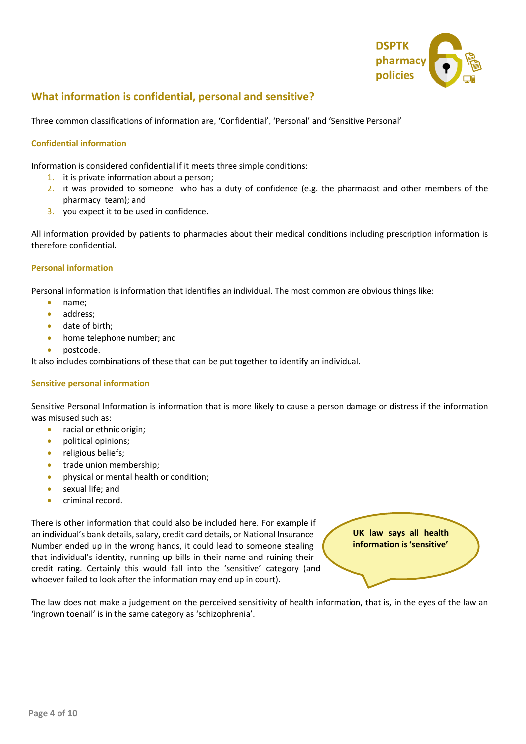## What information is confidential, personal and sensitive?

Three common classifications of information are, 'Confidential', 'Personal' and 'Sensitive Personal'

### Confidential information

Information is considered confidential if it meets three simple conditions:

1. it is private information about a person;
2. it was provided to someone who has a duty of confidence (e.g. the pharmacist and other members of the pharmacy team); and
3. you expect it to be used in confidence.

All information provided by patients to pharmacies about their medical conditions including prescription information is therefore confidential.

### Personal information

Personal information is information that identifies an individual. The most common are obvious things like:

- name;
- address;
- date of birth;
- home telephone number; and
- postcode.

It also includes combinations of these that can be put together to identify an individual.

### Sensitive personal information

Sensitive Personal Information is information that is more likely to cause a person damage or distress if the information was misused such as:

- racial or ethnic origin;
- political opinions;
- religious beliefs;
- trade union membership;
- physical or mental health or condition;
- sexual life; and
- criminal record.

There is other information that could also be included here. For example if an individual's bank details, salary, credit card details, or National Insurance Number ended up in the wrong hands, it could lead to someone stealing that individual's identity, running up bills in their name and ruining their credit rating. Certainly this would fall into the 'sensitive' category (and whoever failed to look after the information may end up in court).

**UK law says all health information is 'sensitive'**

The law does not make a judgement on the perceived sensitivity of health information, that is, in the eyes of the law an 'ingrown toenail' is in the same category as 'schizophrenia'.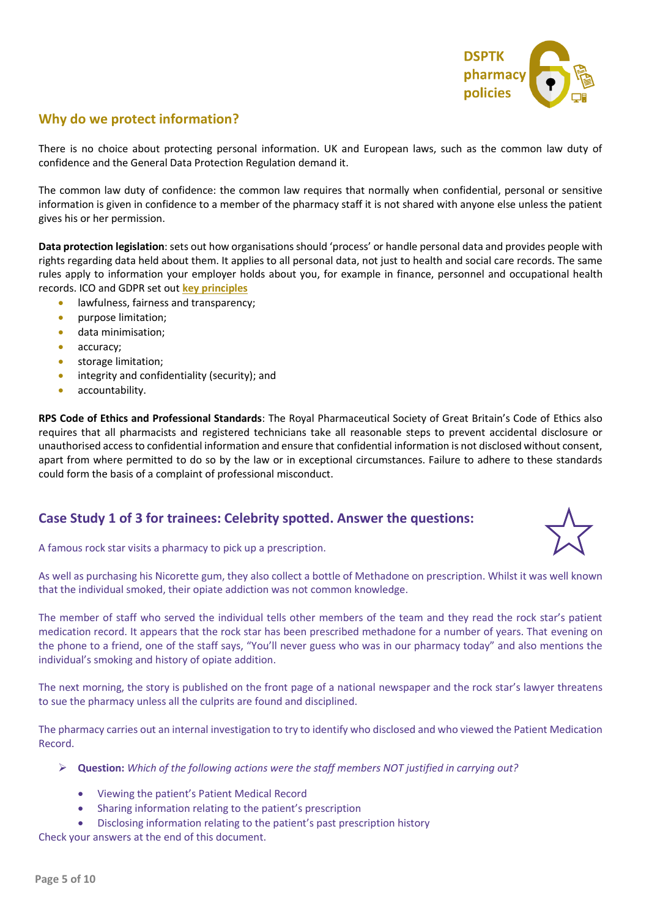## Why do we protect information?

There is no choice about protecting personal information. UK and European laws, such as the common law duty of confidence and the General Data Protection Regulation demand it.

The common law duty of confidence: the common law requires that normally when confidential, personal or sensitive information is given in confidence to a member of the pharmacy staff it is not shared with anyone else unless the patient gives his or her permission.

**Data protection legislation**: sets out how organisations should 'process' or handle personal data and provides people with rights regarding data held about them. It applies to all personal data, not just to health and social care records. The same rules apply to information your employer holds about you, for example in finance, personnel and occupational health records. ICO and GDPR set out **key principles**

- lawfulness, fairness and transparency;
- purpose limitation;
- data minimisation;
- accuracy;
- storage limitation;
- integrity and confidentiality (security); and
- accountability.

**RPS Code of Ethics and Professional Standards**: The Royal Pharmaceutical Society of Great Britain's Code of Ethics also requires that all pharmacists and registered technicians take all reasonable steps to prevent accidental disclosure or unauthorised access to confidential information and ensure that confidential information is not disclosed without consent, apart from where permitted to do so by the law or in exceptional circumstances. Failure to adhere to these standards could form the basis of a complaint of professional misconduct.

## Case Study 1 of 3 for trainees: Celebrity spotted. Answer the questions:

A famous rock star visits a pharmacy to pick up a prescription.

As well as purchasing his Nicorette gum, they also collect a bottle of Methadone on prescription. Whilst it was well known that the individual smoked, their opiate addiction was not common knowledge.

The member of staff who served the individual tells other members of the team and they read the rock star's patient medication record. It appears that the rock star has been prescribed methadone for a number of years. That evening on the phone to a friend, one of the staff says, "You'll never guess who was in our pharmacy today" and also mentions the individual's smoking and history of opiate addition.

The next morning, the story is published on the front page of a national newspaper and the rock star's lawyer threatens to sue the pharmacy unless all the culprits are found and disciplined.

The pharmacy carries out an internal investigation to try to identify who disclosed and who viewed the Patient Medication Record.

- **Question:** *Which of the following actions were the staff members NOT justified in carrying out?*
  - Viewing the patient's Patient Medical Record
  - Sharing information relating to the patient's prescription
  - Disclosing information relating to the patient's past prescription history

Check your answers at the end of this document.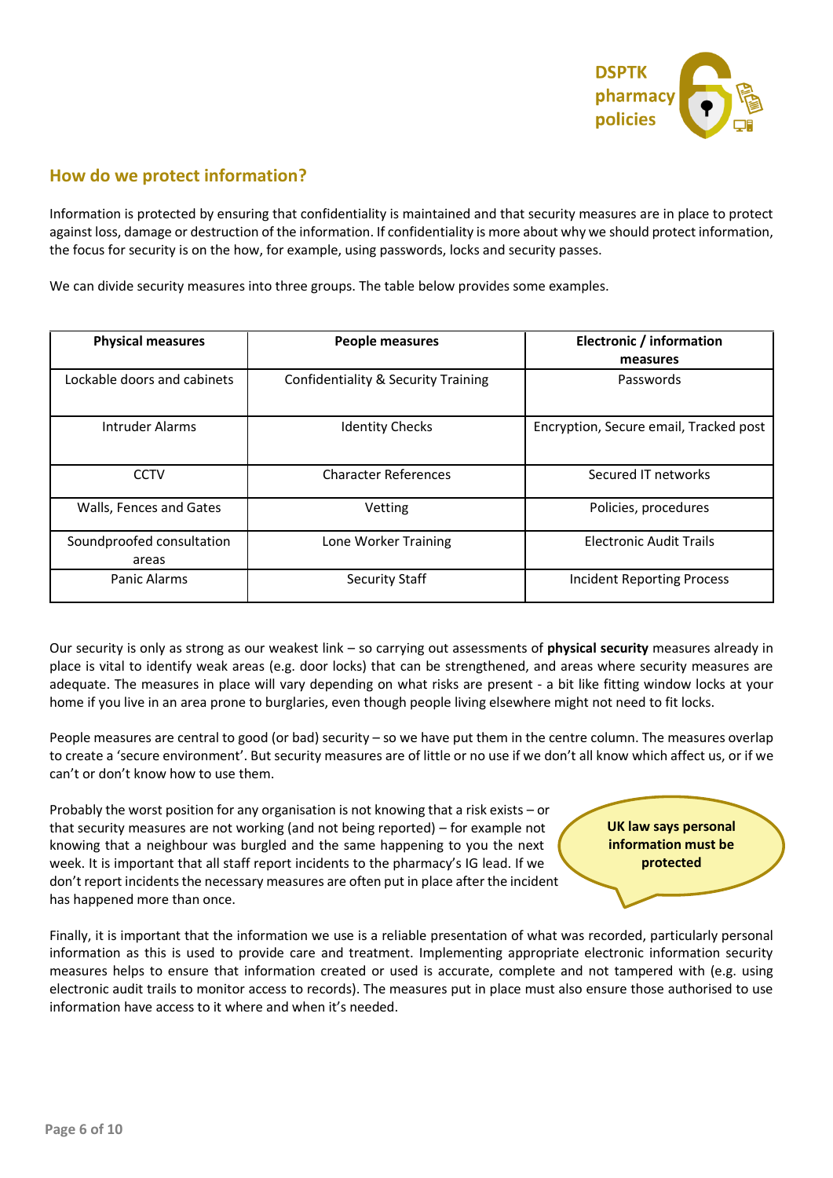## How do we protect information?

Information is protected by ensuring that confidentiality is maintained and that security measures are in place to protect against loss, damage or destruction of the information. If confidentiality is more about why we should protect information, the focus for security is on the how, for example, using passwords, locks and security passes.

We can divide security measures into three groups. The table below provides some examples.

| Physical measures | People measures | Electronic / information measures |
| --- | --- | --- |
| Lockable doors and cabinets | Confidentiality & Security Training | Passwords |
| Intruder Alarms | Identity Checks | Encryption, Secure email, Tracked post |
| CCTV | Character References | Secured IT networks |
| Walls, Fences and Gates | Vetting | Policies, procedures |
| Soundproofed consultation areas | Lone Worker Training | Electronic Audit Trails |
| Panic Alarms | Security Staff | Incident Reporting Process |

Our security is only as strong as our weakest link – so carrying out assessments of **physical security** measures already in place is vital to identify weak areas (e.g. door locks) that can be strengthened, and areas where security measures are adequate. The measures in place will vary depending on what risks are present - a bit like fitting window locks at your home if you live in an area prone to burglaries, even though people living elsewhere might not need to fit locks.

People measures are central to good (or bad) security – so we have put them in the centre column. The measures overlap to create a 'secure environment'. But security measures are of little or no use if we don't all know which affect us, or if we can't or don't know how to use them.

Probably the worst position for any organisation is not knowing that a risk exists – or that security measures are not working (and not being reported) – for example not knowing that a neighbour was burgled and the same happening to you the next week. It is important that all staff report incidents to the pharmacy's IG lead. If we don't report incidents the necessary measures are often put in place after the incident has happened more than once.

**UK law says personal information must be protected**

Finally, it is important that the information we use is a reliable presentation of what was recorded, particularly personal information as this is used to provide care and treatment. Implementing appropriate electronic information security measures helps to ensure that information created or used is accurate, complete and not tampered with (e.g. using electronic audit trails to monitor access to records). The measures put in place must also ensure those authorised to use information have access to it where and when it's needed.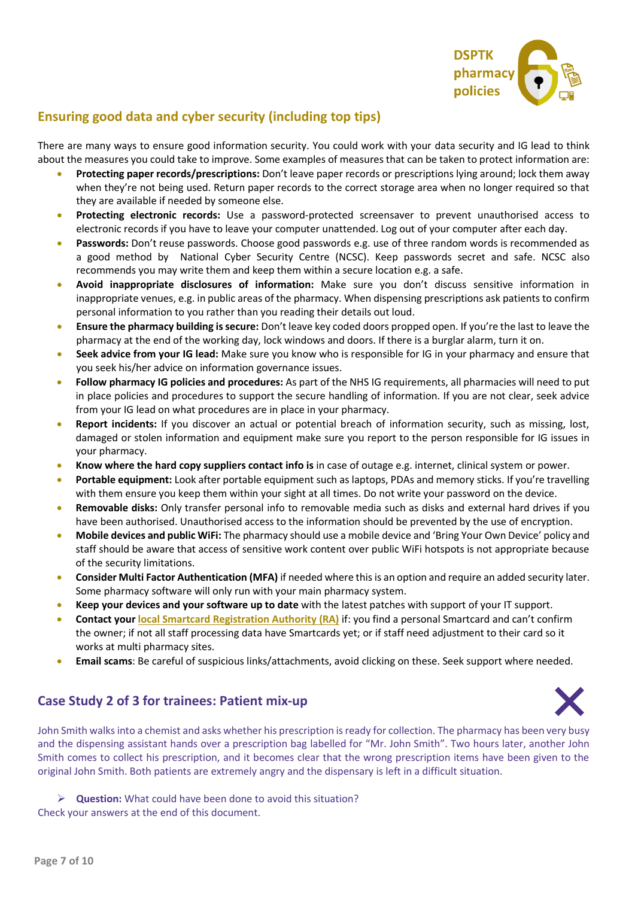## Ensuring good data and cyber security (including top tips)

There are many ways to ensure good information security. You could work with your data security and IG lead to think about the measures you could take to improve. Some examples of measures that can be taken to protect information are:

- **Protecting paper records/prescriptions:** Don't leave paper records or prescriptions lying around; lock them away when they're not being used. Return paper records to the correct storage area when no longer required so that they are available if needed by someone else.
- **Protecting electronic records:** Use a password-protected screensaver to prevent unauthorised access to electronic records if you have to leave your computer unattended. Log out of your computer after each day.
- **Passwords:** Don't reuse passwords. Choose good passwords e.g. use of three random words is recommended as a good method by National Cyber Security Centre (NCSC). Keep passwords secret and safe. NCSC also recommends you may write them and keep them within a secure location e.g. a safe.
- **Avoid inappropriate disclosures of information:** Make sure you don't discuss sensitive information in inappropriate venues, e.g. in public areas of the pharmacy. When dispensing prescriptions ask patients to confirm personal information to you rather than you reading their details out loud.
- **Ensure the pharmacy building is secure:** Don't leave key coded doors propped open. If you're the last to leave the pharmacy at the end of the working day, lock windows and doors. If there is a burglar alarm, turn it on.
- **Seek advice from your IG lead:** Make sure you know who is responsible for IG in your pharmacy and ensure that you seek his/her advice on information governance issues.
- **Follow pharmacy IG policies and procedures:** As part of the NHS IG requirements, all pharmacies will need to put in place policies and procedures to support the secure handling of information. If you are not clear, seek advice from your IG lead on what procedures are in place in your pharmacy.
- **Report incidents:** If you discover an actual or potential breach of information security, such as missing, lost, damaged or stolen information and equipment make sure you report to the person responsible for IG issues in your pharmacy.
- **Know where the hard copy suppliers contact info is** in case of outage e.g. internet, clinical system or power.
- **Portable equipment:** Look after portable equipment such as laptops, PDAs and memory sticks. If you're travelling with them ensure you keep them within your sight at all times. Do not write your password on the device.
- **Removable disks:** Only transfer personal info to removable media such as disks and external hard drives if you have been authorised. Unauthorised access to the information should be prevented by the use of encryption.
- **Mobile devices and public WiFi:** The pharmacy should use a mobile device and 'Bring Your Own Device' policy and staff should be aware that access of sensitive work content over public WiFi hotspots is not appropriate because of the security limitations.
- **Consider Multi Factor Authentication (MFA)** if needed where this is an option and require an added security later. Some pharmacy software will only run with your main pharmacy system.
- **Keep your devices and your software up to date** with the latest patches with support of your IT support.
- **Contact your local Smartcard Registration Authority (RA)** if: you find a personal Smartcard and can't confirm the owner; if not all staff processing data have Smartcards yet; or if staff need adjustment to their card so it works at multi pharmacy sites.
- **Email scams**: Be careful of suspicious links/attachments, avoid clicking on these. Seek support where needed.

## Case Study 2 of 3 for trainees: Patient mix-up

John Smith walks into a chemist and asks whether his prescription is ready for collection. The pharmacy has been very busy and the dispensing assistant hands over a prescription bag labelled for "Mr. John Smith". Two hours later, another John Smith comes to collect his prescription, and it becomes clear that the wrong prescription items have been given to the original John Smith. Both patients are extremely angry and the dispensary is left in a difficult situation.

- **Question:** What could have been done to avoid this situation?

Check your answers at the end of this document.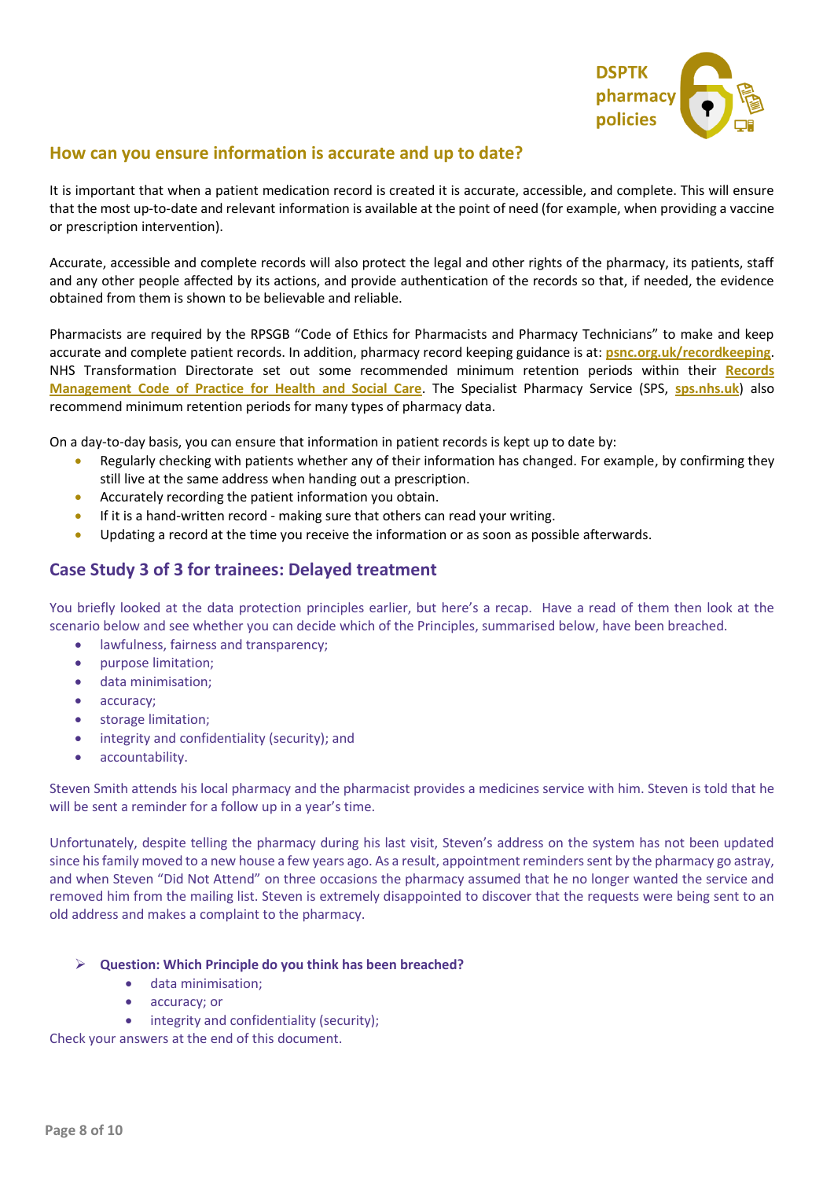## How can you ensure information is accurate and up to date?

It is important that when a patient medication record is created it is accurate, accessible, and complete. This will ensure that the most up-to-date and relevant information is available at the point of need (for example, when providing a vaccine or prescription intervention).

Accurate, accessible and complete records will also protect the legal and other rights of the pharmacy, its patients, staff and any other people affected by its actions, and provide authentication of the records so that, if needed, the evidence obtained from them is shown to be believable and reliable.

Pharmacists are required by the RPSGB "Code of Ethics for Pharmacists and Pharmacy Technicians" to make and keep accurate and complete patient records. In addition, pharmacy record keeping guidance is at: **psnc.org.uk/recordkeeping**. NHS Transformation Directorate set out some recommended minimum retention periods within their **Records Management Code of Practice for Health and Social Care**. The Specialist Pharmacy Service (SPS, **sps.nhs.uk**) also recommend minimum retention periods for many types of pharmacy data.

On a day-to-day basis, you can ensure that information in patient records is kept up to date by:

- Regularly checking with patients whether any of their information has changed. For example, by confirming they still live at the same address when handing out a prescription.
- Accurately recording the patient information you obtain.
- If it is a hand-written record - making sure that others can read your writing.
- Updating a record at the time you receive the information or as soon as possible afterwards.

## Case Study 3 of 3 for trainees: Delayed treatment

You briefly looked at the data protection principles earlier, but here's a recap. Have a read of them then look at the scenario below and see whether you can decide which of the Principles, summarised below, have been breached.

- lawfulness, fairness and transparency;
- purpose limitation;
- data minimisation;
- accuracy;
- storage limitation;
- integrity and confidentiality (security); and
- accountability.

Steven Smith attends his local pharmacy and the pharmacist provides a medicines service with him. Steven is told that he will be sent a reminder for a follow up in a year's time.

Unfortunately, despite telling the pharmacy during his last visit, Steven's address on the system has not been updated since his family moved to a new house a few years ago. As a result, appointment reminders sent by the pharmacy go astray, and when Steven "Did Not Attend" on three occasions the pharmacy assumed that he no longer wanted the service and removed him from the mailing list. Steven is extremely disappointed to discover that the requests were being sent to an old address and makes a complaint to the pharmacy.

- **Question: Which Principle do you think has been breached?**
  - data minimisation;
  - accuracy; or
  - integrity and confidentiality (security);

Check your answers at the end of this document.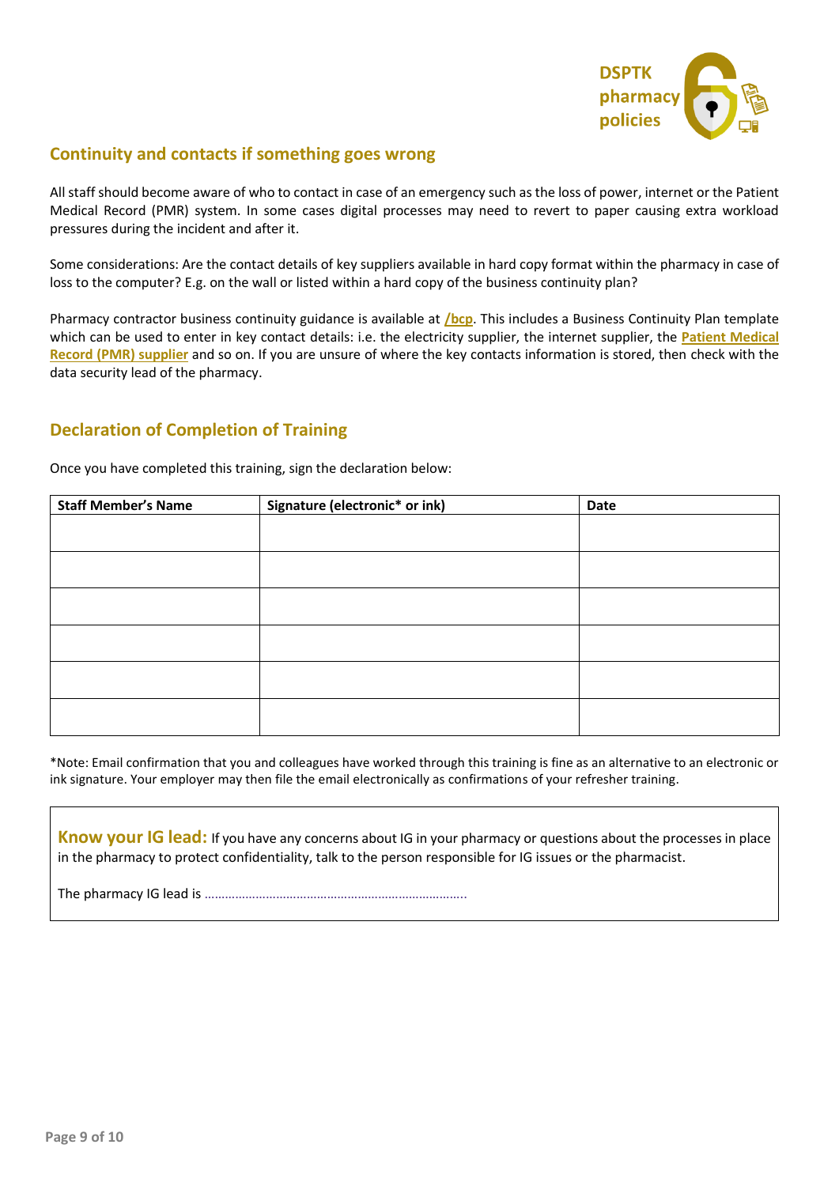## Continuity and contacts if something goes wrong

All staff should become aware of who to contact in case of an emergency such as the loss of power, internet or the Patient Medical Record (PMR) system. In some cases digital processes may need to revert to paper causing extra workload pressures during the incident and after it.

Some considerations: Are the contact details of key suppliers available in hard copy format within the pharmacy in case of loss to the computer? E.g. on the wall or listed within a hard copy of the business continuity plan?

Pharmacy contractor business continuity guidance is available at **/bcp**. This includes a Business Continuity Plan template which can be used to enter in key contact details: i.e. the electricity supplier, the internet supplier, the **Patient Medical Record (PMR) supplier** and so on. If you are unsure of where the key contacts information is stored, then check with the data security lead of the pharmacy.

## Declaration of Completion of Training

Once you have completed this training, sign the declaration below:

| Staff Member's Name | Signature (electronic* or ink) | Date |
|---|---|---|
| | | |
| | | |
| | | |
| | | |
| | | |
| | | |

*Note: Email confirmation that you and colleagues have worked through this training is fine as an alternative to an electronic or ink signature. Your employer may then file the email electronically as confirmations of your refresher training.

**Know your IG lead:** If you have any concerns about IG in your pharmacy or questions about the processes in place in the pharmacy to protect confidentiality, talk to the person responsible for IG issues or the pharmacist.

The pharmacy IG lead is …………………………………………………………………..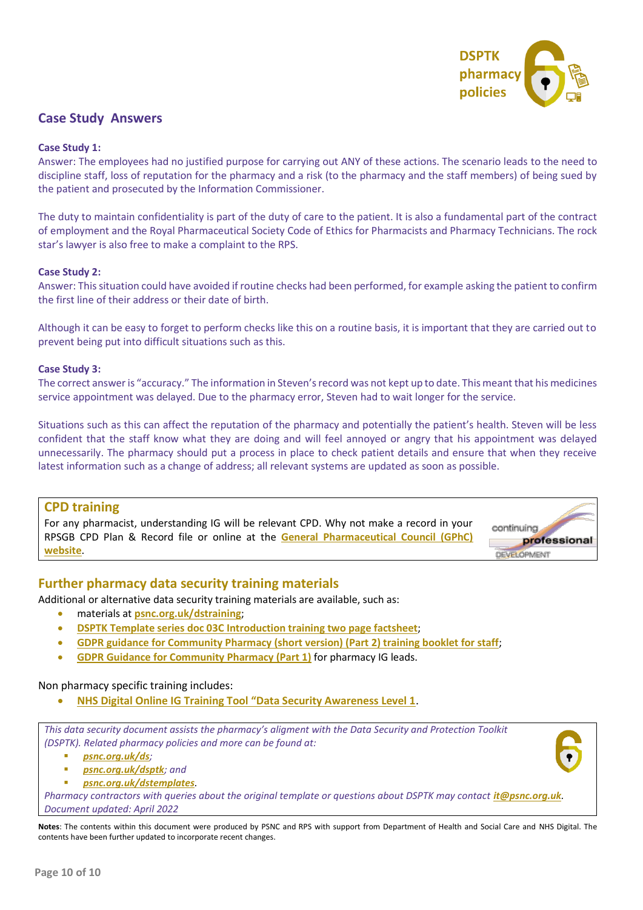DSPTK pharmacy policies

## Case Study Answers

**Case Study 1:**

Answer: The employees had no justified purpose for carrying out ANY of these actions. The scenario leads to the need to discipline staff, loss of reputation for the pharmacy and a risk (to the pharmacy and the staff members) of being sued by the patient and prosecuted by the Information Commissioner.

The duty to maintain confidentiality is part of the duty of care to the patient. It is also a fundamental part of the contract of employment and the Royal Pharmaceutical Society Code of Ethics for Pharmacists and Pharmacy Technicians. The rock star's lawyer is also free to make a complaint to the RPS.

**Case Study 2:**

Answer: This situation could have avoided if routine checks had been performed, for example asking the patient to confirm the first line of their address or their date of birth.

Although it can be easy to forget to perform checks like this on a routine basis, it is important that they are carried out to prevent being put into difficult situations such as this.

**Case Study 3:**

The correct answer is "accuracy." The information in Steven's record was not kept up to date. This meant that his medicines service appointment was delayed. Due to the pharmacy error, Steven had to wait longer for the service.

Situations such as this can affect the reputation of the pharmacy and potentially the patient's health. Steven will be less confident that the staff know what they are doing and will feel annoyed or angry that his appointment was delayed unnecessarily. The pharmacy should put a process in place to check patient details and ensure that when they receive latest information such as a change of address; all relevant systems are updated as soon as possible.

### CPD training

For any pharmacist, understanding IG will be relevant CPD. Why not make a record in your RPSGB CPD Plan & Record file or online at the **General Pharmaceutical Council (GPhC) website**.

continuing professional DEVELOPMENT

## Further pharmacy data security training materials

Additional or alternative data security training materials are available, such as:

- materials at **psnc.org.uk/dstraining**;
- **DSPTK Template series doc 03C Introduction training two page factsheet**;
- **GDPR guidance for Community Pharmacy (short version) (Part 2) training booklet for staff**;
- **GDPR Guidance for Community Pharmacy (Part 1)** for pharmacy IG leads.

Non pharmacy specific training includes:

- **NHS Digital Online IG Training Tool "Data Security Awareness Level 1**.

*This data security document assists the pharmacy's aligment with the Data Security and Protection Toolkit (DSPTK). Related pharmacy policies and more can be found at:*

- ***psnc.org.uk/ds***;
- ***psnc.org.uk/dsptk***; *and*
- ***psnc.org.uk/dstemplates***.

*Pharmacy contractors with queries about the original template or questions about DSPTK may contact **it@psnc.org.uk**.*
*Document updated: April 2022*

**Notes**: The contents within this document were produced by PSNC and RPS with support from Department of Health and Social Care and NHS Digital. The contents have been further updated to incorporate recent changes.